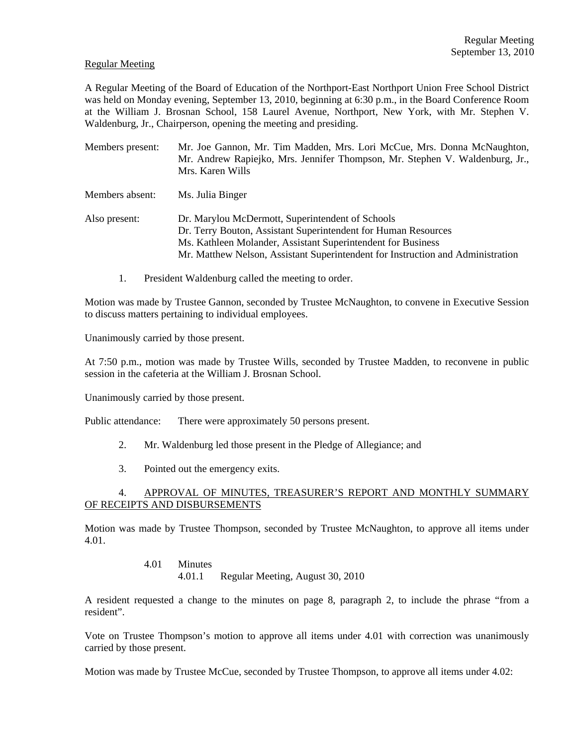Regular Meeting

A Regular Meeting of the Board of Education of the Northport-East Northport Union Free School District was held on Monday evening, September 13, 2010, beginning at 6:30 p.m., in the Board Conference Room at the William J. Brosnan School, 158 Laurel Avenue, Northport, New York, with Mr. Stephen V. Waldenburg, Jr., Chairperson, opening the meeting and presiding.

Members present: Mr. Joe Gannon, Mr. Tim Madden, Mrs. Lori McCue, Mrs. Donna McNaughton, Mr. Andrew Rapiejko, Mrs. Jennifer Thompson, Mr. Stephen V. Waldenburg, Jr., Mrs. Karen Wills

Members absent: Ms. Julia Binger

Also present: Dr. Marylou McDermott, Superintendent of Schools
Dr. Terry Bouton, Assistant Superintendent for Human Resources
Ms. Kathleen Molander, Assistant Superintendent for Business
Mr. Matthew Nelson, Assistant Superintendent for Instruction and Administration

1. President Waldenburg called the meeting to order.

Motion was made by Trustee Gannon, seconded by Trustee McNaughton, to convene in Executive Session to discuss matters pertaining to individual employees.

Unanimously carried by those present.

At 7:50 p.m., motion was made by Trustee Wills, seconded by Trustee Madden, to reconvene in public session in the cafeteria at the William J. Brosnan School.

Unanimously carried by those present.

Public attendance: There were approximately 50 persons present.

2. Mr. Waldenburg led those present in the Pledge of Allegiance; and

3. Pointed out the emergency exits.

4. APPROVAL OF MINUTES, TREASURER'S REPORT AND MONTHLY SUMMARY OF RECEIPTS AND DISBURSEMENTS

Motion was made by Trustee Thompson, seconded by Trustee McNaughton, to approve all items under 4.01.

4.01 Minutes
4.01.1 Regular Meeting, August 30, 2010

A resident requested a change to the minutes on page 8, paragraph 2, to include the phrase "from a resident".

Vote on Trustee Thompson's motion to approve all items under 4.01 with correction was unanimously carried by those present.

Motion was made by Trustee McCue, seconded by Trustee Thompson, to approve all items under 4.02: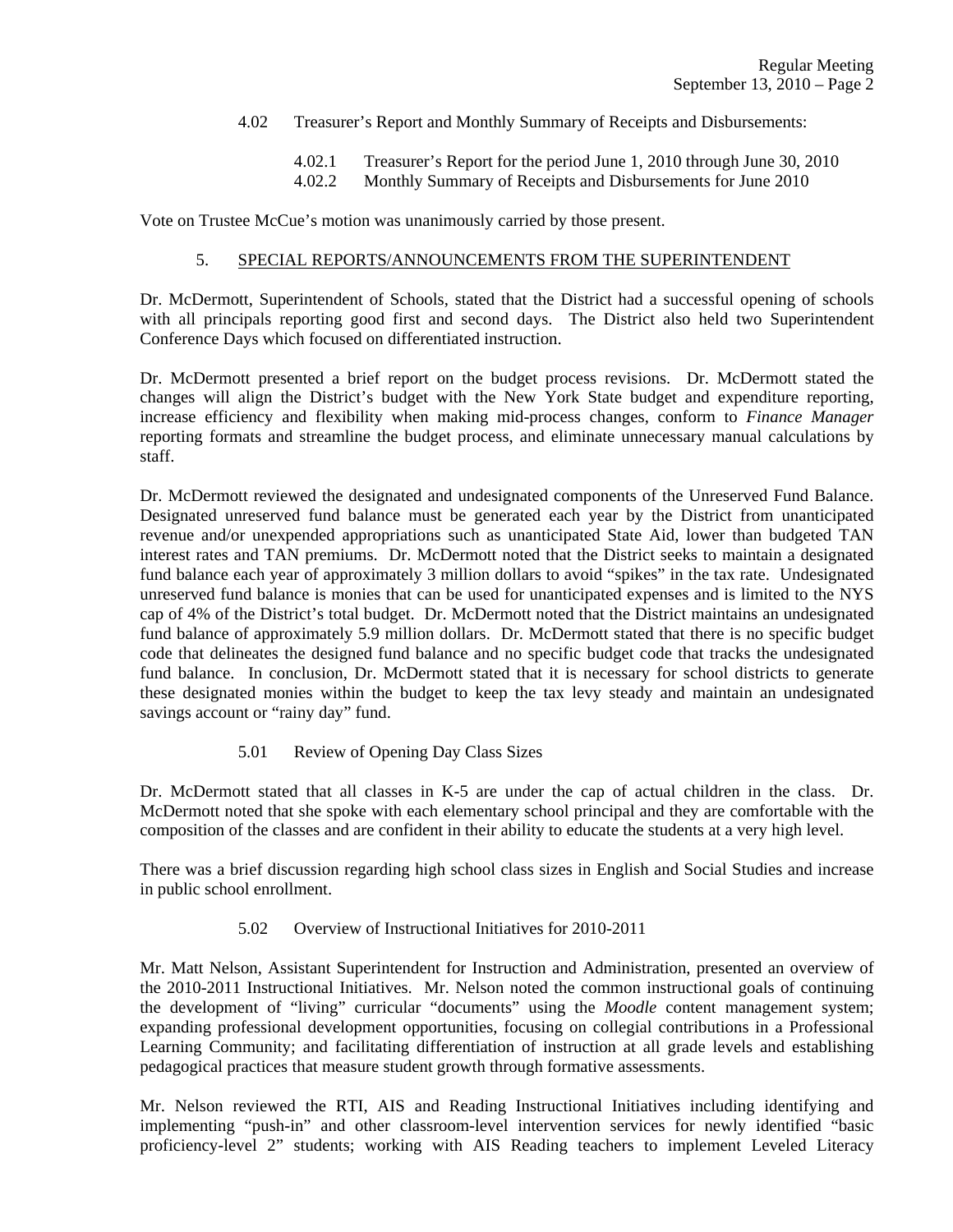4.02 Treasurer's Report and Monthly Summary of Receipts and Disbursements:

4.02.1 Treasurer's Report for the period June 1, 2010 through June 30, 2010
4.02.2 Monthly Summary of Receipts and Disbursements for June 2010

Vote on Trustee McCue's motion was unanimously carried by those present.

## 5. SPECIAL REPORTS/ANNOUNCEMENTS FROM THE SUPERINTENDENT

Dr. McDermott, Superintendent of Schools, stated that the District had a successful opening of schools with all principals reporting good first and second days. The District also held two Superintendent Conference Days which focused on differentiated instruction.

Dr. McDermott presented a brief report on the budget process revisions. Dr. McDermott stated the changes will align the District's budget with the New York State budget and expenditure reporting, increase efficiency and flexibility when making mid-process changes, conform to *Finance Manager* reporting formats and streamline the budget process, and eliminate unnecessary manual calculations by staff.

Dr. McDermott reviewed the designated and undesignated components of the Unreserved Fund Balance. Designated unreserved fund balance must be generated each year by the District from unanticipated revenue and/or unexpended appropriations such as unanticipated State Aid, lower than budgeted TAN interest rates and TAN premiums. Dr. McDermott noted that the District seeks to maintain a designated fund balance each year of approximately 3 million dollars to avoid "spikes" in the tax rate. Undesignated unreserved fund balance is monies that can be used for unanticipated expenses and is limited to the NYS cap of 4% of the District's total budget. Dr. McDermott noted that the District maintains an undesignated fund balance of approximately 5.9 million dollars. Dr. McDermott stated that there is no specific budget code that delineates the designed fund balance and no specific budget code that tracks the undesignated fund balance. In conclusion, Dr. McDermott stated that it is necessary for school districts to generate these designated monies within the budget to keep the tax levy steady and maintain an undesignated savings account or "rainy day" fund.

### 5.01 Review of Opening Day Class Sizes

Dr. McDermott stated that all classes in K-5 are under the cap of actual children in the class. Dr. McDermott noted that she spoke with each elementary school principal and they are comfortable with the composition of the classes and are confident in their ability to educate the students at a very high level.

There was a brief discussion regarding high school class sizes in English and Social Studies and increase in public school enrollment.

### 5.02 Overview of Instructional Initiatives for 2010-2011

Mr. Matt Nelson, Assistant Superintendent for Instruction and Administration, presented an overview of the 2010-2011 Instructional Initiatives. Mr. Nelson noted the common instructional goals of continuing the development of "living" curricular "documents" using the *Moodle* content management system; expanding professional development opportunities, focusing on collegial contributions in a Professional Learning Community; and facilitating differentiation of instruction at all grade levels and establishing pedagogical practices that measure student growth through formative assessments.

Mr. Nelson reviewed the RTI, AIS and Reading Instructional Initiatives including identifying and implementing "push-in" and other classroom-level intervention services for newly identified "basic proficiency-level 2" students; working with AIS Reading teachers to implement Leveled Literacy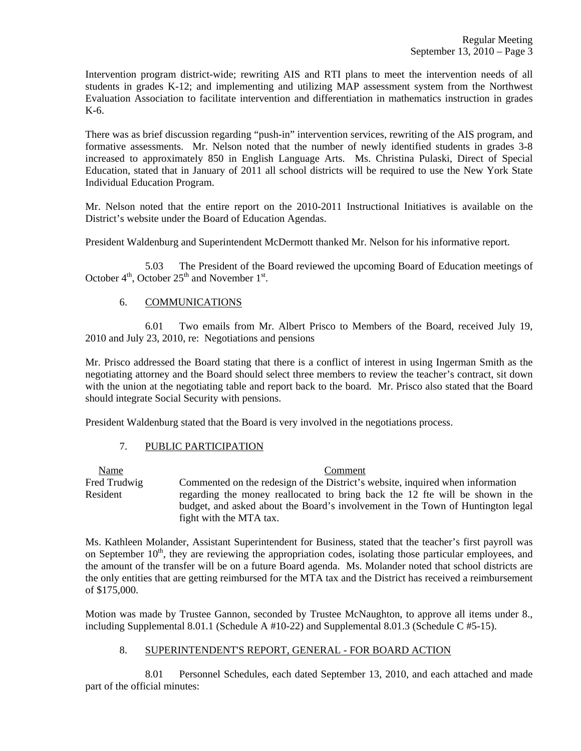Intervention program district-wide; rewriting AIS and RTI plans to meet the intervention needs of all students in grades K-12; and implementing and utilizing MAP assessment system from the Northwest Evaluation Association to facilitate intervention and differentiation in mathematics instruction in grades K-6.

There was as brief discussion regarding "push-in" intervention services, rewriting of the AIS program, and formative assessments. Mr. Nelson noted that the number of newly identified students in grades 3-8 increased to approximately 850 in English Language Arts. Ms. Christina Pulaski, Direct of Special Education, stated that in January of 2011 all school districts will be required to use the New York State Individual Education Program.

Mr. Nelson noted that the entire report on the 2010-2011 Instructional Initiatives is available on the District's website under the Board of Education Agendas.

President Waldenburg and Superintendent McDermott thanked Mr. Nelson for his informative report.

5.03 The President of the Board reviewed the upcoming Board of Education meetings of October 4th, October 25th and November 1st.

## 6. COMMUNICATIONS

6.01 Two emails from Mr. Albert Prisco to Members of the Board, received July 19, 2010 and July 23, 2010, re: Negotiations and pensions

Mr. Prisco addressed the Board stating that there is a conflict of interest in using Ingerman Smith as the negotiating attorney and the Board should select three members to review the teacher's contract, sit down with the union at the negotiating table and report back to the board. Mr. Prisco also stated that the Board should integrate Social Security with pensions.

President Waldenburg stated that the Board is very involved in the negotiations process.

## 7. PUBLIC PARTICIPATION

| Name | Comment |
|---|---|
| Fred Trudwig<br>Resident | Commented on the redesign of the District's website, inquired when information regarding the money reallocated to bring back the 12 fte will be shown in the budget, and asked about the Board's involvement in the Town of Huntington legal fight with the MTA tax. |

Ms. Kathleen Molander, Assistant Superintendent for Business, stated that the teacher's first payroll was on September 10th, they are reviewing the appropriation codes, isolating those particular employees, and the amount of the transfer will be on a future Board agenda. Ms. Molander noted that school districts are the only entities that are getting reimbursed for the MTA tax and the District has received a reimbursement of $175,000.

Motion was made by Trustee Gannon, seconded by Trustee McNaughton, to approve all items under 8., including Supplemental 8.01.1 (Schedule A #10-22) and Supplemental 8.01.3 (Schedule C #5-15).

## 8. SUPERINTENDENT'S REPORT, GENERAL - FOR BOARD ACTION

8.01 Personnel Schedules, each dated September 13, 2010, and each attached and made part of the official minutes: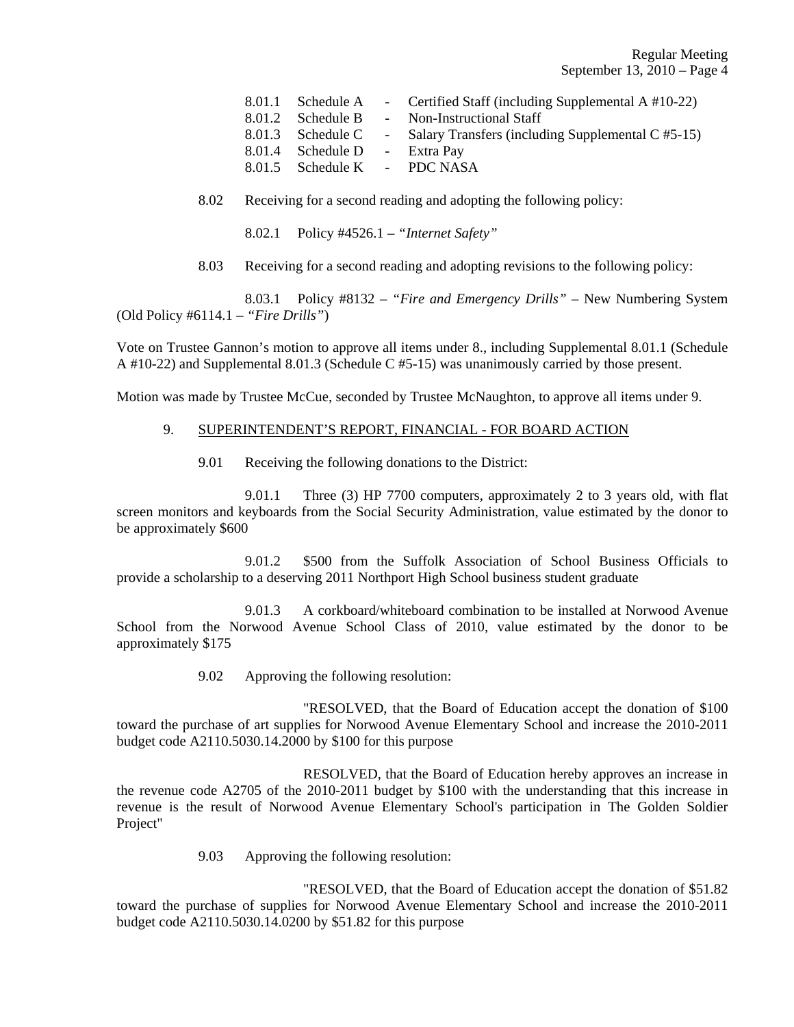8.01.1 Schedule A - Certified Staff (including Supplemental A #10-22)
8.01.2 Schedule B - Non-Instructional Staff
8.01.3 Schedule C - Salary Transfers (including Supplemental C #5-15)
8.01.4 Schedule D - Extra Pay
8.01.5 Schedule K - PDC NASA

8.02 Receiving for a second reading and adopting the following policy:

8.02.1 Policy #4526.1 – *"Internet Safety"*

8.03 Receiving for a second reading and adopting revisions to the following policy:

8.03.1 Policy #8132 – *"Fire and Emergency Drills"* – New Numbering System (Old Policy #6114.1 – *"Fire Drills"*)

Vote on Trustee Gannon's motion to approve all items under 8., including Supplemental 8.01.1 (Schedule A #10-22) and Supplemental 8.01.3 (Schedule C #5-15) was unanimously carried by those present.

Motion was made by Trustee McCue, seconded by Trustee McNaughton, to approve all items under 9.

9. SUPERINTENDENT'S REPORT, FINANCIAL - FOR BOARD ACTION

9.01 Receiving the following donations to the District:

9.01.1 Three (3) HP 7700 computers, approximately 2 to 3 years old, with flat screen monitors and keyboards from the Social Security Administration, value estimated by the donor to be approximately $600

9.01.2 $500 from the Suffolk Association of School Business Officials to provide a scholarship to a deserving 2011 Northport High School business student graduate

9.01.3 A corkboard/whiteboard combination to be installed at Norwood Avenue School from the Norwood Avenue School Class of 2010, value estimated by the donor to be approximately $175

9.02 Approving the following resolution:

"RESOLVED, that the Board of Education accept the donation of $100 toward the purchase of art supplies for Norwood Avenue Elementary School and increase the 2010-2011 budget code A2110.5030.14.2000 by $100 for this purpose

RESOLVED, that the Board of Education hereby approves an increase in the revenue code A2705 of the 2010-2011 budget by $100 with the understanding that this increase in revenue is the result of Norwood Avenue Elementary School's participation in The Golden Soldier Project"

9.03 Approving the following resolution:

"RESOLVED, that the Board of Education accept the donation of $51.82 toward the purchase of supplies for Norwood Avenue Elementary School and increase the 2010-2011 budget code A2110.5030.14.0200 by $51.82 for this purpose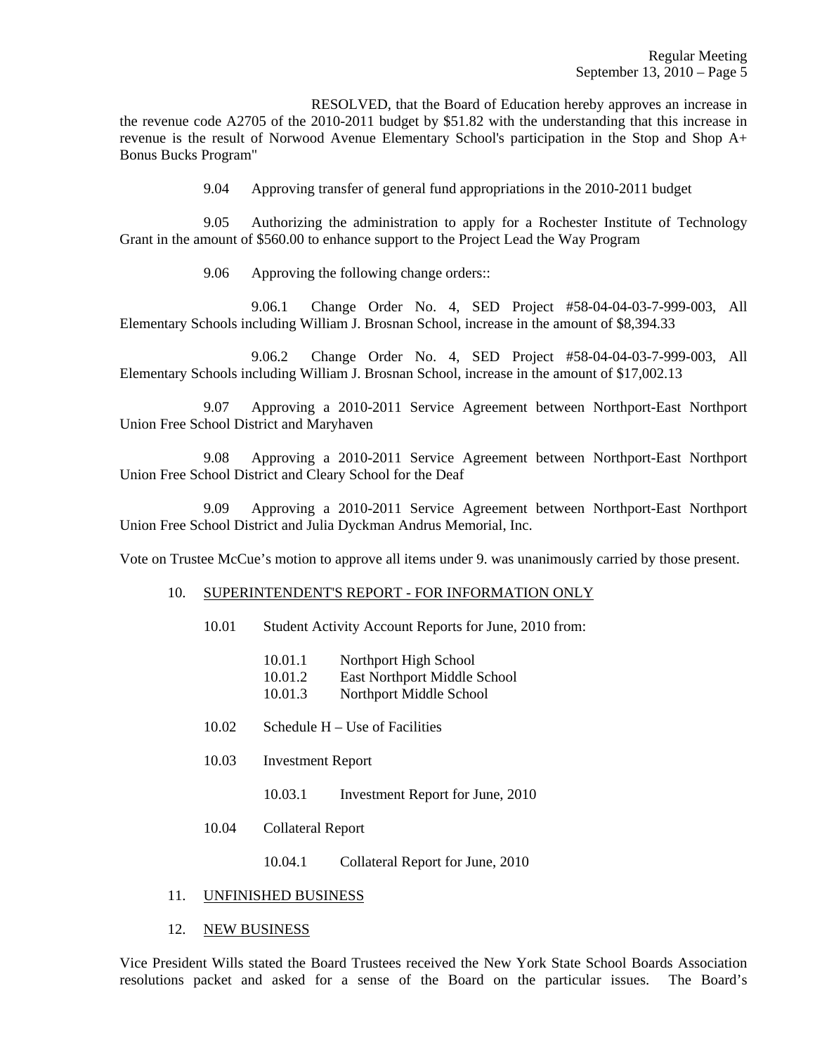RESOLVED, that the Board of Education hereby approves an increase in the revenue code A2705 of the 2010-2011 budget by $51.82 with the understanding that this increase in revenue is the result of Norwood Avenue Elementary School's participation in the Stop and Shop A+ Bonus Bucks Program"

9.04 Approving transfer of general fund appropriations in the 2010-2011 budget

9.05 Authorizing the administration to apply for a Rochester Institute of Technology Grant in the amount of $560.00 to enhance support to the Project Lead the Way Program

9.06 Approving the following change orders::

9.06.1 Change Order No. 4, SED Project #58-04-04-03-7-999-003, All Elementary Schools including William J. Brosnan School, increase in the amount of $8,394.33

9.06.2 Change Order No. 4, SED Project #58-04-04-03-7-999-003, All Elementary Schools including William J. Brosnan School, increase in the amount of $17,002.13

9.07 Approving a 2010-2011 Service Agreement between Northport-East Northport Union Free School District and Maryhaven

9.08 Approving a 2010-2011 Service Agreement between Northport-East Northport Union Free School District and Cleary School for the Deaf

9.09 Approving a 2010-2011 Service Agreement between Northport-East Northport Union Free School District and Julia Dyckman Andrus Memorial, Inc.

Vote on Trustee McCue's motion to approve all items under 9. was unanimously carried by those present.

10. SUPERINTENDENT'S REPORT - FOR INFORMATION ONLY

10.01 Student Activity Account Reports for June, 2010 from:

10.01.1 Northport High School
10.01.2 East Northport Middle School
10.01.3 Northport Middle School

10.02 Schedule H – Use of Facilities

10.03 Investment Report

10.03.1 Investment Report for June, 2010

10.04 Collateral Report

10.04.1 Collateral Report for June, 2010

11. UNFINISHED BUSINESS

12. NEW BUSINESS

Vice President Wills stated the Board Trustees received the New York State School Boards Association resolutions packet and asked for a sense of the Board on the particular issues. The Board's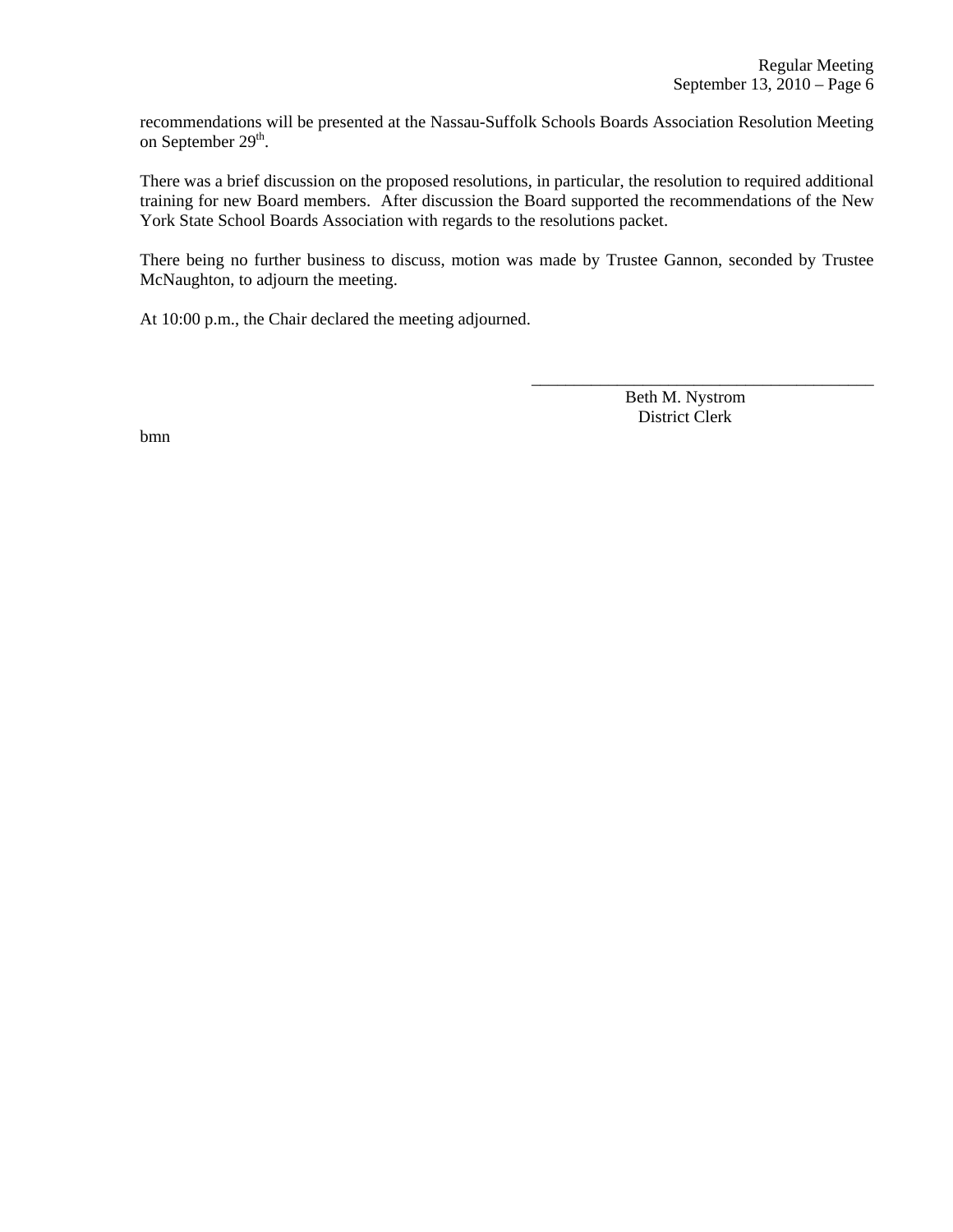recommendations will be presented at the Nassau-Suffolk Schools Boards Association Resolution Meeting on September 29th.

There was a brief discussion on the proposed resolutions, in particular, the resolution to required additional training for new Board members. After discussion the Board supported the recommendations of the New York State School Boards Association with regards to the resolutions packet.

There being no further business to discuss, motion was made by Trustee Gannon, seconded by Trustee McNaughton, to adjourn the meeting.

At 10:00 p.m., the Chair declared the meeting adjourned.

\_\_\_\_\_\_\_\_\_\_\_\_\_\_\_\_\_\_\_\_\_\_\_\_\_\_\_\_\_\_\_\_\_\_\_\_\_\_\_\_

Beth M. Nystrom
District Clerk

bmn